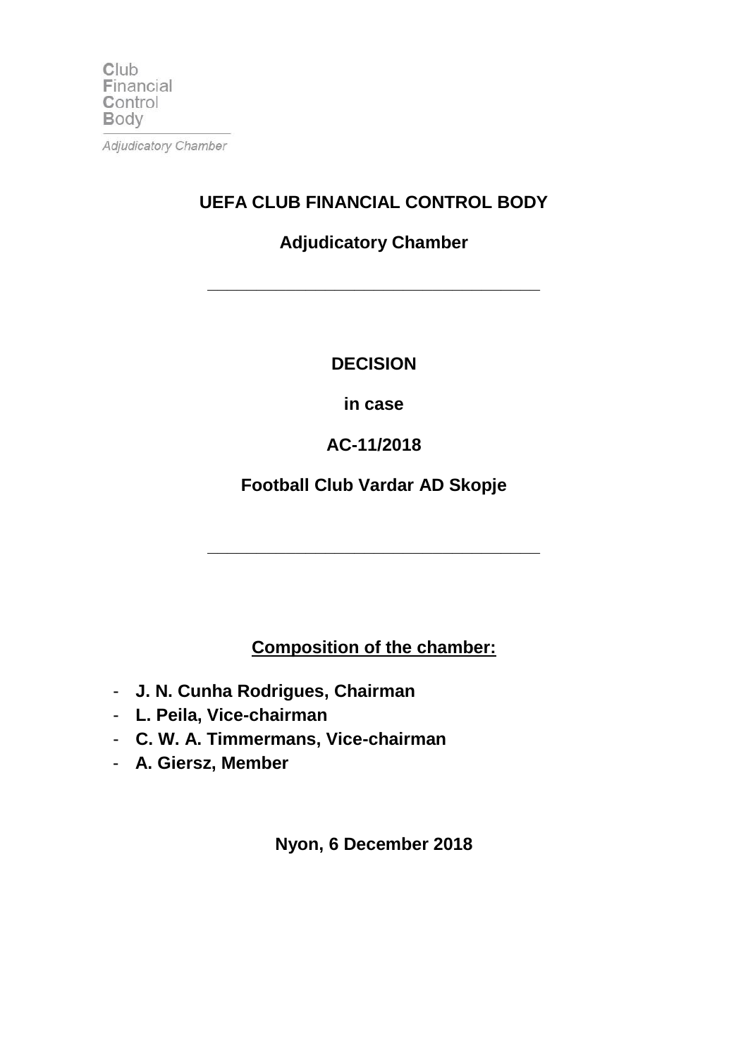Club
Financial
Control
Body

*Adjudicatory Chamber*

# UEFA CLUB FINANCIAL CONTROL BODY

## Adjudicatory Chamber

---

**DECISION**

**in case**

**AC-11/2018**

**Football Club Vardar AD Skopje**

---

**Composition of the chamber:**

- **J. N. Cunha Rodrigues, Chairman**
- **L. Peila, Vice-chairman**
- **C. W. A. Timmermans, Vice-chairman**
- **A. Giersz, Member**

**Nyon, 6 December 2018**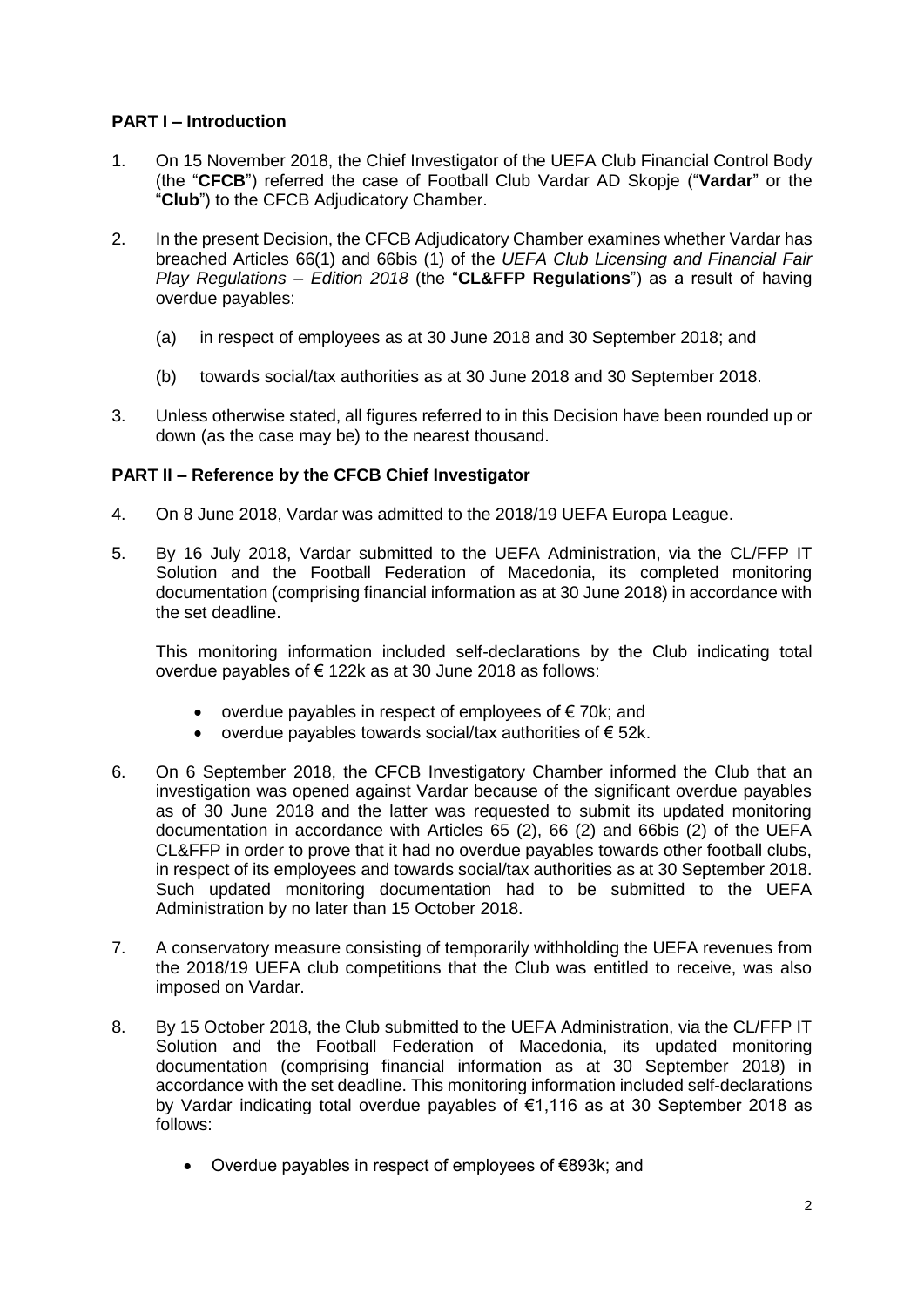## PART I – Introduction

1. On 15 November 2018, the Chief Investigator of the UEFA Club Financial Control Body (the "**CFCB**") referred the case of Football Club Vardar AD Skopje ("**Vardar**" or the "**Club**") to the CFCB Adjudicatory Chamber.

2. In the present Decision, the CFCB Adjudicatory Chamber examines whether Vardar has breached Articles 66(1) and 66bis (1) of the *UEFA Club Licensing and Financial Fair Play Regulations – Edition 2018* (the "**CL&FFP Regulations**") as a result of having overdue payables:

   (a) in respect of employees as at 30 June 2018 and 30 September 2018; and

   (b) towards social/tax authorities as at 30 June 2018 and 30 September 2018.

3. Unless otherwise stated, all figures referred to in this Decision have been rounded up or down (as the case may be) to the nearest thousand.

## PART II – Reference by the CFCB Chief Investigator

4. On 8 June 2018, Vardar was admitted to the 2018/19 UEFA Europa League.

5. By 16 July 2018, Vardar submitted to the UEFA Administration, via the CL/FFP IT Solution and the Football Federation of Macedonia, its completed monitoring documentation (comprising financial information as at 30 June 2018) in accordance with the set deadline.

   This monitoring information included self-declarations by the Club indicating total overdue payables of € 122k as at 30 June 2018 as follows:

   - overdue payables in respect of employees of € 70k; and
   - overdue payables towards social/tax authorities of € 52k.

6. On 6 September 2018, the CFCB Investigatory Chamber informed the Club that an investigation was opened against Vardar because of the significant overdue payables as of 30 June 2018 and the latter was requested to submit its updated monitoring documentation in accordance with Articles 65 (2), 66 (2) and 66bis (2) of the UEFA CL&FFP in order to prove that it had no overdue payables towards other football clubs, in respect of its employees and towards social/tax authorities as at 30 September 2018. Such updated monitoring documentation had to be submitted to the UEFA Administration by no later than 15 October 2018.

7. A conservatory measure consisting of temporarily withholding the UEFA revenues from the 2018/19 UEFA club competitions that the Club was entitled to receive, was also imposed on Vardar.

8. By 15 October 2018, the Club submitted to the UEFA Administration, via the CL/FFP IT Solution and the Football Federation of Macedonia, its updated monitoring documentation (comprising financial information as at 30 September 2018) in accordance with the set deadline. This monitoring information included self-declarations by Vardar indicating total overdue payables of €1,116 as at 30 September 2018 as follows:

   - Overdue payables in respect of employees of €893k; and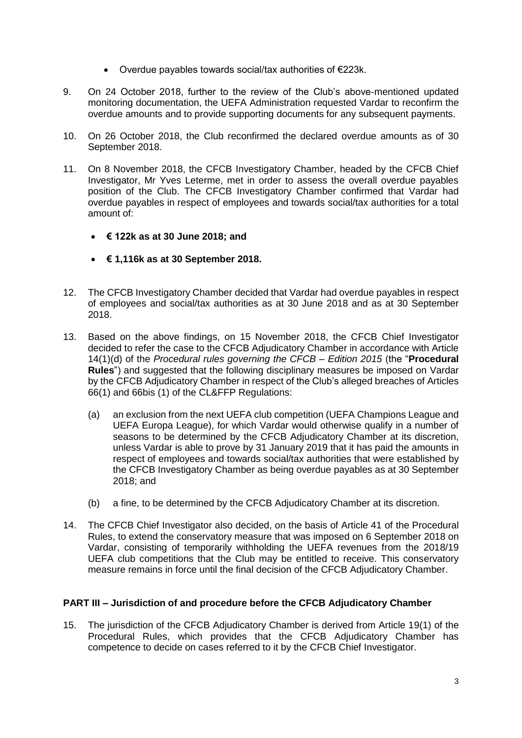- Overdue payables towards social/tax authorities of €223k.

9. On 24 October 2018, further to the review of the Club's above-mentioned updated monitoring documentation, the UEFA Administration requested Vardar to reconfirm the overdue amounts and to provide supporting documents for any subsequent payments.

10. On 26 October 2018, the Club reconfirmed the declared overdue amounts as of 30 September 2018.

11. On 8 November 2018, the CFCB Investigatory Chamber, headed by the CFCB Chief Investigator, Mr Yves Leterme, met in order to assess the overall overdue payables position of the Club. The CFCB Investigatory Chamber confirmed that Vardar had overdue payables in respect of employees and towards social/tax authorities for a total amount of:

    - **€ 122k as at 30 June 2018; and**
    - **€ 1,116k as at 30 September 2018.**

12. The CFCB Investigatory Chamber decided that Vardar had overdue payables in respect of employees and social/tax authorities as at 30 June 2018 and as at 30 September 2018.

13. Based on the above findings, on 15 November 2018, the CFCB Chief Investigator decided to refer the case to the CFCB Adjudicatory Chamber in accordance with Article 14(1)(d) of the *Procedural rules governing the CFCB – Edition 2015* (the "**Procedural Rules**") and suggested that the following disciplinary measures be imposed on Vardar by the CFCB Adjudicatory Chamber in respect of the Club's alleged breaches of Articles 66(1) and 66bis (1) of the CL&FFP Regulations:

    (a) an exclusion from the next UEFA club competition (UEFA Champions League and UEFA Europa League), for which Vardar would otherwise qualify in a number of seasons to be determined by the CFCB Adjudicatory Chamber at its discretion, unless Vardar is able to prove by 31 January 2019 that it has paid the amounts in respect of employees and towards social/tax authorities that were established by the CFCB Investigatory Chamber as being overdue payables as at 30 September 2018; and

    (b) a fine, to be determined by the CFCB Adjudicatory Chamber at its discretion.

14. The CFCB Chief Investigator also decided, on the basis of Article 41 of the Procedural Rules, to extend the conservatory measure that was imposed on 6 September 2018 on Vardar, consisting of temporarily withholding the UEFA revenues from the 2018/19 UEFA club competitions that the Club may be entitled to receive. This conservatory measure remains in force until the final decision of the CFCB Adjudicatory Chamber.

## PART III – Jurisdiction of and procedure before the CFCB Adjudicatory Chamber

15. The jurisdiction of the CFCB Adjudicatory Chamber is derived from Article 19(1) of the Procedural Rules, which provides that the CFCB Adjudicatory Chamber has competence to decide on cases referred to it by the CFCB Chief Investigator.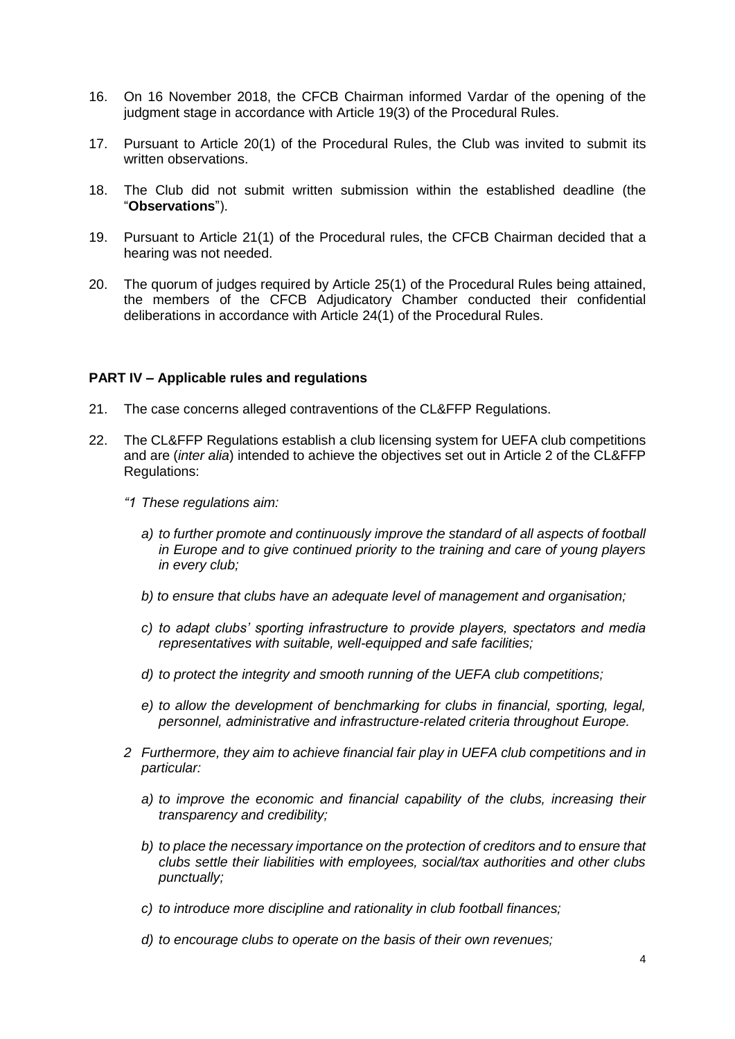16. On 16 November 2018, the CFCB Chairman informed Vardar of the opening of the judgment stage in accordance with Article 19(3) of the Procedural Rules.

17. Pursuant to Article 20(1) of the Procedural Rules, the Club was invited to submit its written observations.

18. The Club did not submit written submission within the established deadline (the "**Observations**").

19. Pursuant to Article 21(1) of the Procedural rules, the CFCB Chairman decided that a hearing was not needed.

20. The quorum of judges required by Article 25(1) of the Procedural Rules being attained, the members of the CFCB Adjudicatory Chamber conducted their confidential deliberations in accordance with Article 24(1) of the Procedural Rules.

## PART IV – Applicable rules and regulations

21. The case concerns alleged contraventions of the CL&FFP Regulations.

22. The CL&FFP Regulations establish a club licensing system for UEFA club competitions and are (*inter alia*) intended to achieve the objectives set out in Article 2 of the CL&FFP Regulations:

*"1 These regulations aim:*

*a) to further promote and continuously improve the standard of all aspects of football in Europe and to give continued priority to the training and care of young players in every club;*

*b) to ensure that clubs have an adequate level of management and organisation;*

*c) to adapt clubs' sporting infrastructure to provide players, spectators and media representatives with suitable, well-equipped and safe facilities;*

*d) to protect the integrity and smooth running of the UEFA club competitions;*

*e) to allow the development of benchmarking for clubs in financial, sporting, legal, personnel, administrative and infrastructure-related criteria throughout Europe.*

*2 Furthermore, they aim to achieve financial fair play in UEFA club competitions and in particular:*

*a) to improve the economic and financial capability of the clubs, increasing their transparency and credibility;*

*b) to place the necessary importance on the protection of creditors and to ensure that clubs settle their liabilities with employees, social/tax authorities and other clubs punctually;*

*c) to introduce more discipline and rationality in club football finances;*

*d) to encourage clubs to operate on the basis of their own revenues;*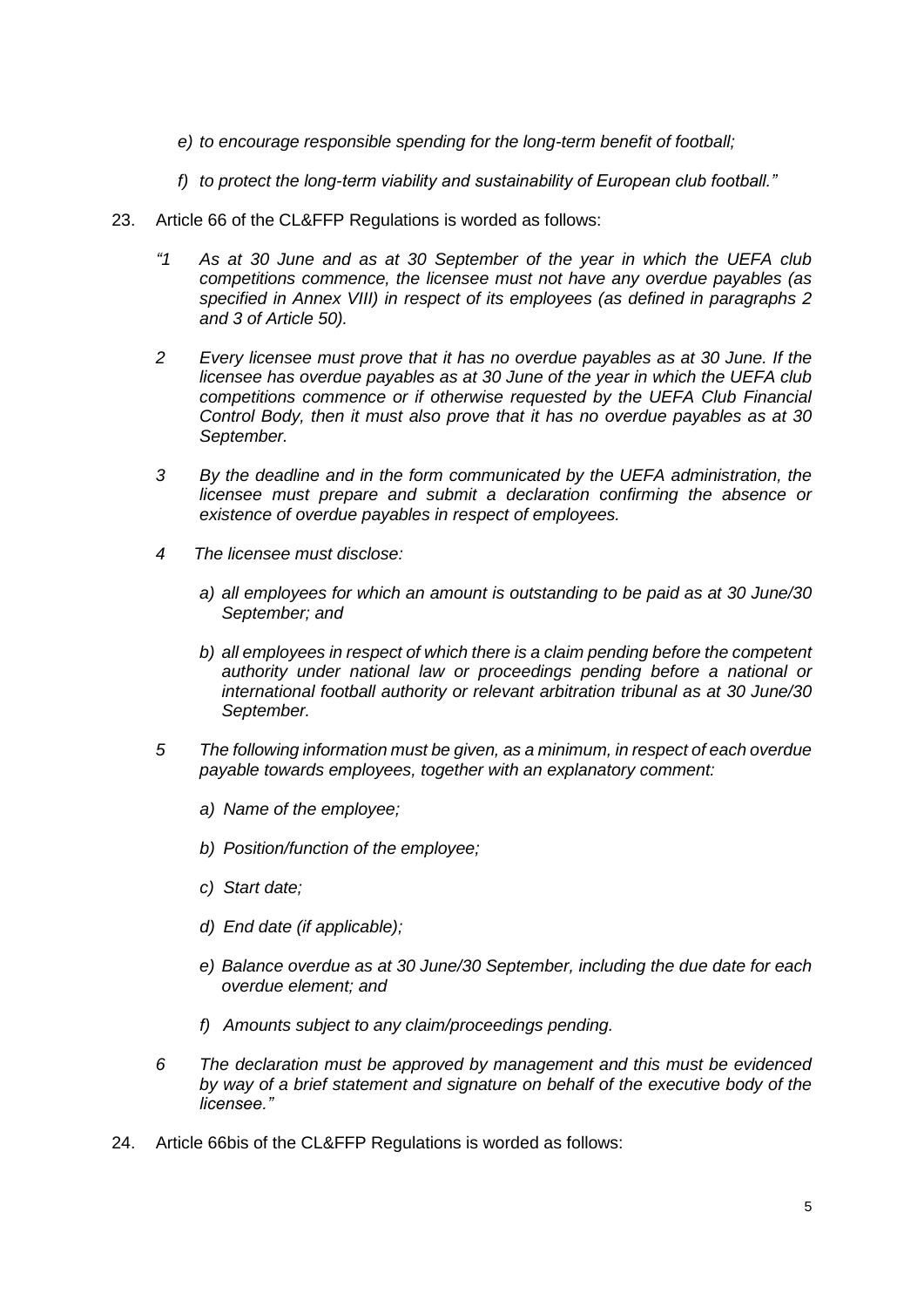*e) to encourage responsible spending for the long-term benefit of football;*

*f) to protect the long-term viability and sustainability of European club football."*

23. Article 66 of the CL&FFP Regulations is worded as follows:

*"1 As at 30 June and as at 30 September of the year in which the UEFA club competitions commence, the licensee must not have any overdue payables (as specified in Annex VIII) in respect of its employees (as defined in paragraphs 2 and 3 of Article 50).*

*2 Every licensee must prove that it has no overdue payables as at 30 June. If the licensee has overdue payables as at 30 June of the year in which the UEFA club competitions commence or if otherwise requested by the UEFA Club Financial Control Body, then it must also prove that it has no overdue payables as at 30 September.*

*3 By the deadline and in the form communicated by the UEFA administration, the licensee must prepare and submit a declaration confirming the absence or existence of overdue payables in respect of employees.*

*4 The licensee must disclose:*

*a) all employees for which an amount is outstanding to be paid as at 30 June/30 September; and*

*b) all employees in respect of which there is a claim pending before the competent authority under national law or proceedings pending before a national or international football authority or relevant arbitration tribunal as at 30 June/30 September.*

*5 The following information must be given, as a minimum, in respect of each overdue payable towards employees, together with an explanatory comment:*

*a) Name of the employee;*

*b) Position/function of the employee;*

*c) Start date;*

*d) End date (if applicable);*

*e) Balance overdue as at 30 June/30 September, including the due date for each overdue element; and*

*f) Amounts subject to any claim/proceedings pending.*

*6 The declaration must be approved by management and this must be evidenced by way of a brief statement and signature on behalf of the executive body of the licensee."*

24. Article 66bis of the CL&FFP Regulations is worded as follows: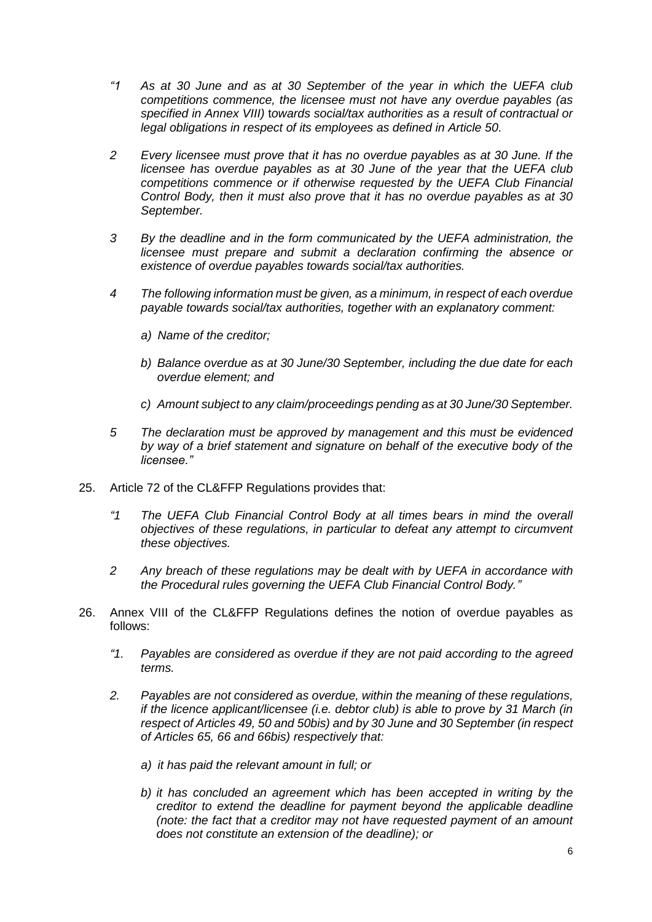*"1 As at 30 June and as at 30 September of the year in which the UEFA club competitions commence, the licensee must not have any overdue payables (as specified in Annex VIII) towards social/tax authorities as a result of contractual or legal obligations in respect of its employees as defined in Article 50.*

*2 Every licensee must prove that it has no overdue payables as at 30 June. If the licensee has overdue payables as at 30 June of the year that the UEFA club competitions commence or if otherwise requested by the UEFA Club Financial Control Body, then it must also prove that it has no overdue payables as at 30 September.*

*3 By the deadline and in the form communicated by the UEFA administration, the licensee must prepare and submit a declaration confirming the absence or existence of overdue payables towards social/tax authorities.*

*4 The following information must be given, as a minimum, in respect of each overdue payable towards social/tax authorities, together with an explanatory comment:*

*a) Name of the creditor;*

*b) Balance overdue as at 30 June/30 September, including the due date for each overdue element; and*

*c) Amount subject to any claim/proceedings pending as at 30 June/30 September.*

*5 The declaration must be approved by management and this must be evidenced by way of a brief statement and signature on behalf of the executive body of the licensee."*

25. Article 72 of the CL&FFP Regulations provides that:

*"1 The UEFA Club Financial Control Body at all times bears in mind the overall objectives of these regulations, in particular to defeat any attempt to circumvent these objectives.*

*2 Any breach of these regulations may be dealt with by UEFA in accordance with the Procedural rules governing the UEFA Club Financial Control Body."*

26. Annex VIII of the CL&FFP Regulations defines the notion of overdue payables as follows:

*"1. Payables are considered as overdue if they are not paid according to the agreed terms.*

*2. Payables are not considered as overdue, within the meaning of these regulations, if the licence applicant/licensee (i.e. debtor club) is able to prove by 31 March (in respect of Articles 49, 50 and 50bis) and by 30 June and 30 September (in respect of Articles 65, 66 and 66bis) respectively that:*

*a) it has paid the relevant amount in full; or*

*b) it has concluded an agreement which has been accepted in writing by the creditor to extend the deadline for payment beyond the applicable deadline (note: the fact that a creditor may not have requested payment of an amount does not constitute an extension of the deadline); or*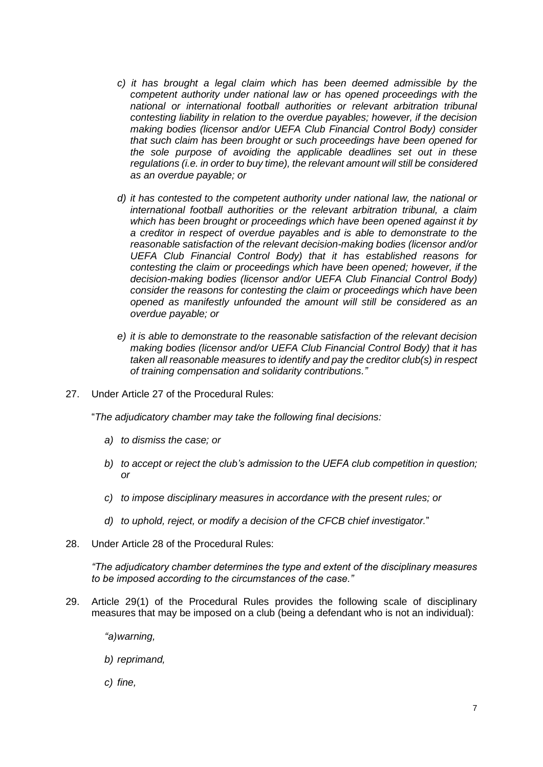*c) it has brought a legal claim which has been deemed admissible by the competent authority under national law or has opened proceedings with the national or international football authorities or relevant arbitration tribunal contesting liability in relation to the overdue payables; however, if the decision making bodies (licensor and/or UEFA Club Financial Control Body) consider that such claim has been brought or such proceedings have been opened for the sole purpose of avoiding the applicable deadlines set out in these regulations (i.e. in order to buy time), the relevant amount will still be considered as an overdue payable; or*

*d) it has contested to the competent authority under national law, the national or international football authorities or the relevant arbitration tribunal, a claim which has been brought or proceedings which have been opened against it by a creditor in respect of overdue payables and is able to demonstrate to the reasonable satisfaction of the relevant decision-making bodies (licensor and/or UEFA Club Financial Control Body) that it has established reasons for contesting the claim or proceedings which have been opened; however, if the decision-making bodies (licensor and/or UEFA Club Financial Control Body) consider the reasons for contesting the claim or proceedings which have been opened as manifestly unfounded the amount will still be considered as an overdue payable; or*

*e) it is able to demonstrate to the reasonable satisfaction of the relevant decision making bodies (licensor and/or UEFA Club Financial Control Body) that it has taken all reasonable measures to identify and pay the creditor club(s) in respect of training compensation and solidarity contributions."*

27. Under Article 27 of the Procedural Rules:

"*The adjudicatory chamber may take the following final decisions:*

*a) to dismiss the case; or*

*b) to accept or reject the club's admission to the UEFA club competition in question; or*

*c) to impose disciplinary measures in accordance with the present rules; or*

*d) to uphold, reject, or modify a decision of the CFCB chief investigator.*"

28. Under Article 28 of the Procedural Rules:

*"The adjudicatory chamber determines the type and extent of the disciplinary measures to be imposed according to the circumstances of the case."*

29. Article 29(1) of the Procedural Rules provides the following scale of disciplinary measures that may be imposed on a club (being a defendant who is not an individual):

*"a)warning,*

*b) reprimand,*

*c) fine,*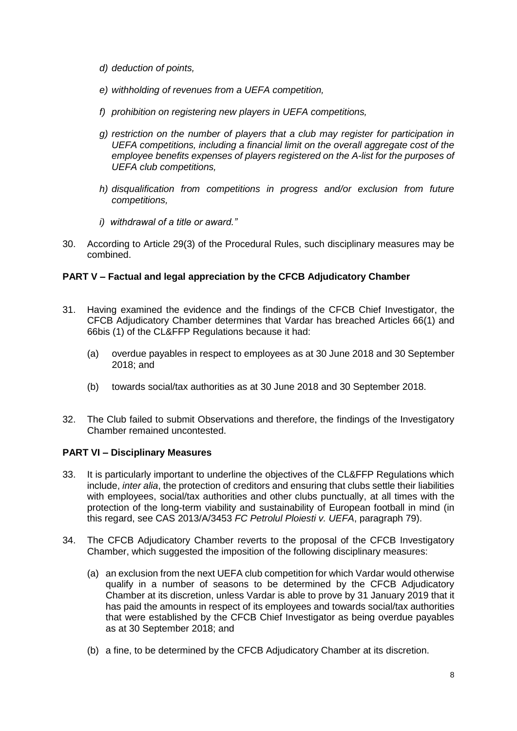*d) deduction of points,*

*e) withholding of revenues from a UEFA competition,*

*f) prohibition on registering new players in UEFA competitions,*

*g) restriction on the number of players that a club may register for participation in UEFA competitions, including a financial limit on the overall aggregate cost of the employee benefits expenses of players registered on the A-list for the purposes of UEFA club competitions,*

*h) disqualification from competitions in progress and/or exclusion from future competitions,*

*i) withdrawal of a title or award."*

30. According to Article 29(3) of the Procedural Rules, such disciplinary measures may be combined.

**PART V – Factual and legal appreciation by the CFCB Adjudicatory Chamber**

31. Having examined the evidence and the findings of the CFCB Chief Investigator, the CFCB Adjudicatory Chamber determines that Vardar has breached Articles 66(1) and 66bis (1) of the CL&FFP Regulations because it had:

    (a) overdue payables in respect to employees as at 30 June 2018 and 30 September 2018; and

    (b) towards social/tax authorities as at 30 June 2018 and 30 September 2018.

32. The Club failed to submit Observations and therefore, the findings of the Investigatory Chamber remained uncontested.

**PART VI – Disciplinary Measures**

33. It is particularly important to underline the objectives of the CL&FFP Regulations which include, *inter alia*, the protection of creditors and ensuring that clubs settle their liabilities with employees, social/tax authorities and other clubs punctually, at all times with the protection of the long-term viability and sustainability of European football in mind (in this regard, see CAS 2013/A/3453 *FC Petrolul Ploiesti v. UEFA*, paragraph 79).

34. The CFCB Adjudicatory Chamber reverts to the proposal of the CFCB Investigatory Chamber, which suggested the imposition of the following disciplinary measures:

    (a) an exclusion from the next UEFA club competition for which Vardar would otherwise qualify in a number of seasons to be determined by the CFCB Adjudicatory Chamber at its discretion, unless Vardar is able to prove by 31 January 2019 that it has paid the amounts in respect of its employees and towards social/tax authorities that were established by the CFCB Chief Investigator as being overdue payables as at 30 September 2018; and

    (b) a fine, to be determined by the CFCB Adjudicatory Chamber at its discretion.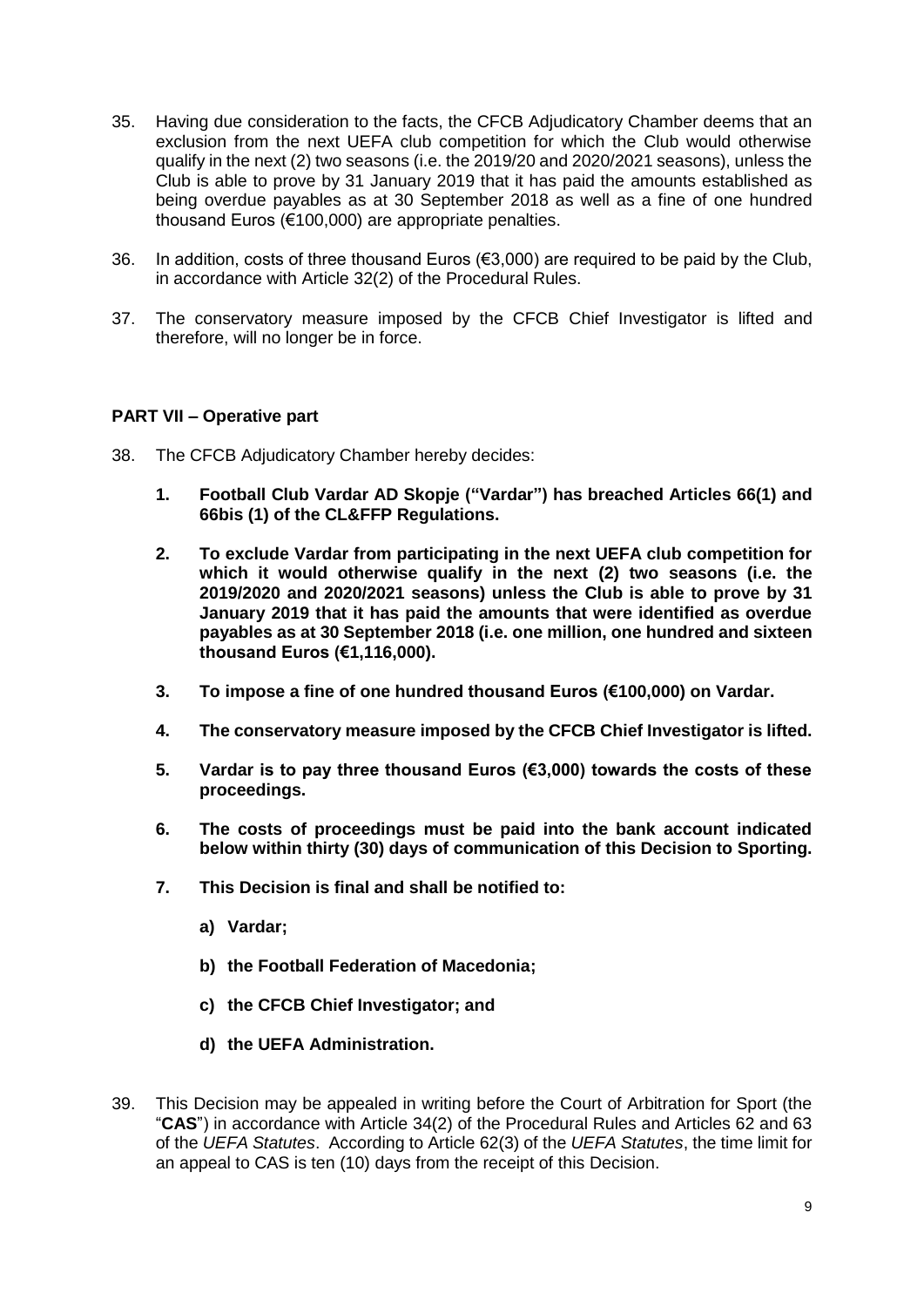35. Having due consideration to the facts, the CFCB Adjudicatory Chamber deems that an exclusion from the next UEFA club competition for which the Club would otherwise qualify in the next (2) two seasons (i.e. the 2019/20 and 2020/2021 seasons), unless the Club is able to prove by 31 January 2019 that it has paid the amounts established as being overdue payables as at 30 September 2018 as well as a fine of one hundred thousand Euros (€100,000) are appropriate penalties.

36. In addition, costs of three thousand Euros (€3,000) are required to be paid by the Club, in accordance with Article 32(2) of the Procedural Rules.

37. The conservatory measure imposed by the CFCB Chief Investigator is lifted and therefore, will no longer be in force.

**PART VII – Operative part**

38. The CFCB Adjudicatory Chamber hereby decides:

    1. **Football Club Vardar AD Skopje ("Vardar") has breached Articles 66(1) and 66bis (1) of the CL&FFP Regulations.**

    2. **To exclude Vardar from participating in the next UEFA club competition for which it would otherwise qualify in the next (2) two seasons (i.e. the 2019/2020 and 2020/2021 seasons) unless the Club is able to prove by 31 January 2019 that it has paid the amounts that were identified as overdue payables as at 30 September 2018 (i.e. one million, one hundred and sixteen thousand Euros (€1,116,000).**

    3. **To impose a fine of one hundred thousand Euros (€100,000) on Vardar.**

    4. **The conservatory measure imposed by the CFCB Chief Investigator is lifted.**

    5. **Vardar is to pay three thousand Euros (€3,000) towards the costs of these proceedings.**

    6. **The costs of proceedings must be paid into the bank account indicated below within thirty (30) days of communication of this Decision to Sporting.**

    7. **This Decision is final and shall be notified to:**

        a) **Vardar;**

        b) **the Football Federation of Macedonia;**

        c) **the CFCB Chief Investigator; and**

        d) **the UEFA Administration.**

39. This Decision may be appealed in writing before the Court of Arbitration for Sport (the "**CAS**") in accordance with Article 34(2) of the Procedural Rules and Articles 62 and 63 of the *UEFA Statutes*. According to Article 62(3) of the *UEFA Statutes*, the time limit for an appeal to CAS is ten (10) days from the receipt of this Decision.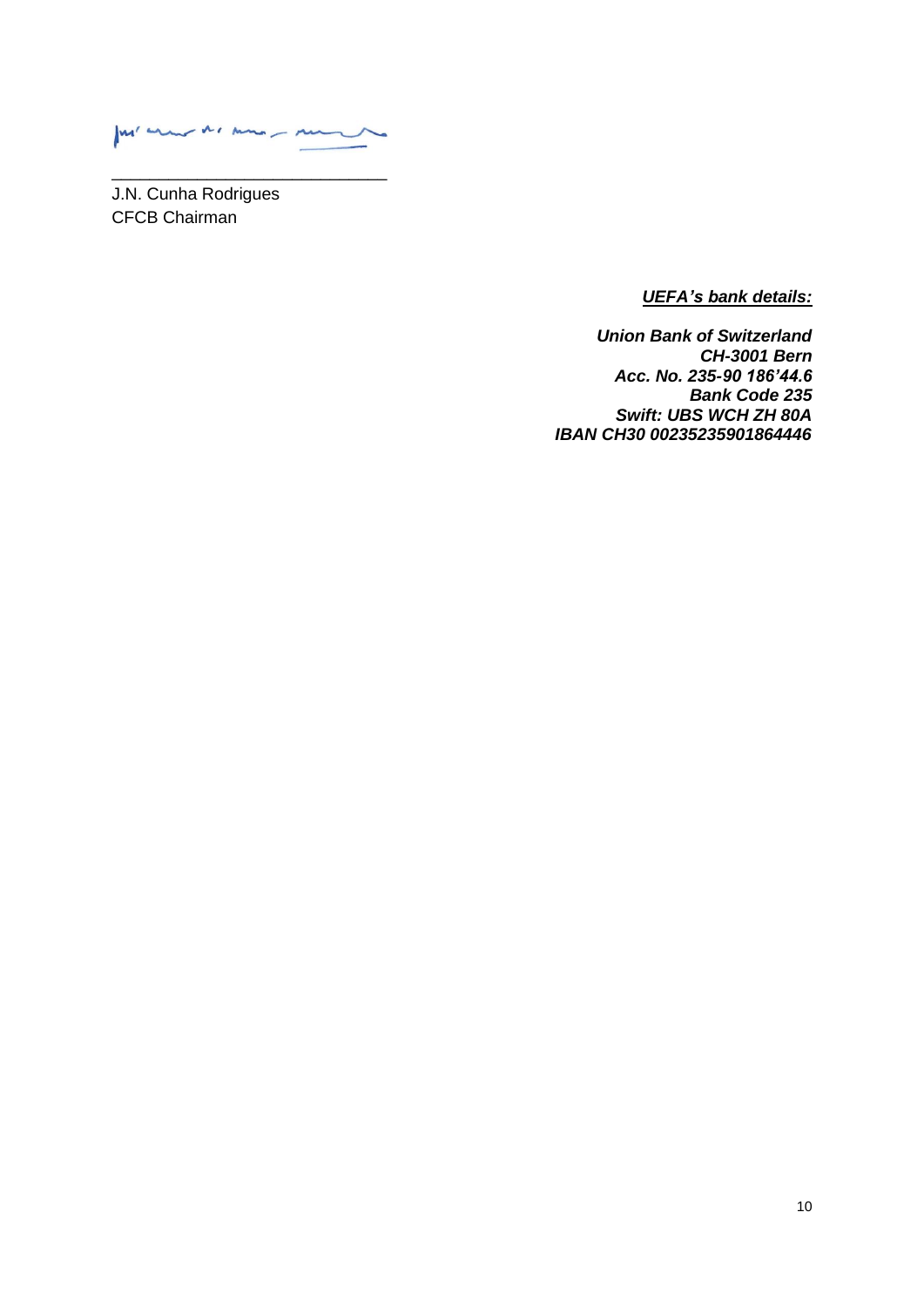\_\_\_\_\_\_\_\_\_\_\_\_\_\_\_\_\_\_\_\_\_\_\_\_\_\_\_\_\_\_

J.N. Cunha Rodrigues
CFCB Chairman

***UEFA's bank details:***

***Union Bank of Switzerland***
***CH-3001 Bern***
***Acc. No. 235-90 186'44.6***
***Bank Code 235***
***Swift: UBS WCH ZH 80A***
***IBAN CH30 00235235901864446***